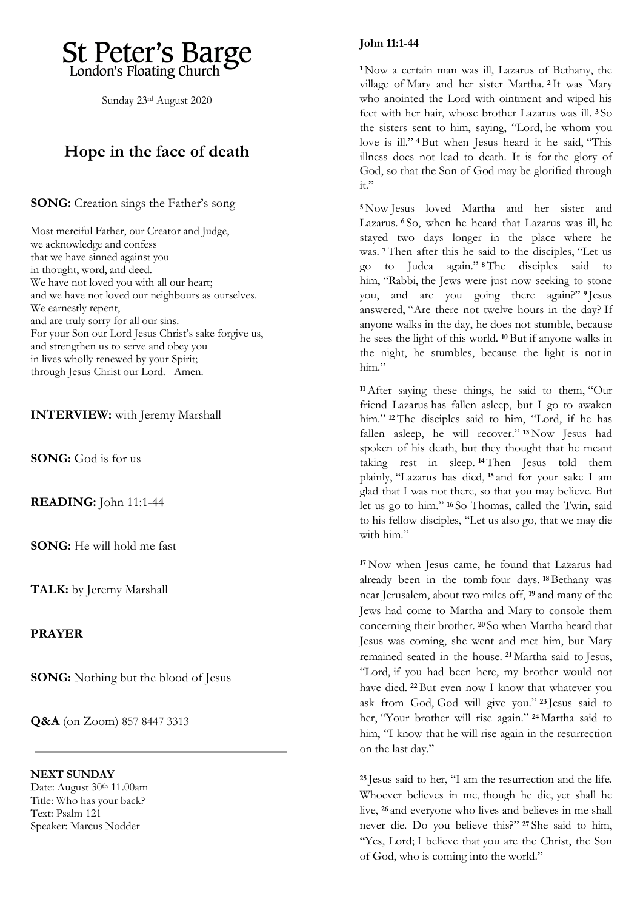# St Peter's Barge

London's Floating Church

Sunday 23rd August 2020

## Hope in the face of death

**SONG:** Creation sings the Father's song

Most merciful Father, our Creator and Judge,
we acknowledge and confess
that we have sinned against you
in thought, word, and deed.
We have not loved you with all our heart;
and we have not loved our neighbours as ourselves.
We earnestly repent,
and are truly sorry for all our sins.
For your Son our Lord Jesus Christ's sake forgive us,
and strengthen us to serve and obey you
in lives wholly renewed by your Spirit;
through Jesus Christ our Lord. Amen.

**INTERVIEW:** with Jeremy Marshall

**SONG:** God is for us

**READING:** John 11:1-44

**SONG:** He will hold me fast

**TALK:** by Jeremy Marshall

**PRAYER**

**SONG:** Nothing but the blood of Jesus

**Q&A** (on Zoom) 857 8447 3313

---

**NEXT SUNDAY**
Date: August 30th 11.00am
Title: Who has your back?
Text: Psalm 121
Speaker: Marcus Nodder

**John 11:1-44**

[1] Now a certain man was ill, Lazarus of Bethany, the village of Mary and her sister Martha. [2] It was Mary who anointed the Lord with ointment and wiped his feet with her hair, whose brother Lazarus was ill. [3] So the sisters sent to him, saying, "Lord, he whom you love is ill." [4] But when Jesus heard it he said, "This illness does not lead to death. It is for the glory of God, so that the Son of God may be glorified through it."

[5] Now Jesus loved Martha and her sister and Lazarus. [6] So, when he heard that Lazarus was ill, he stayed two days longer in the place where he was. [7] Then after this he said to the disciples, "Let us go to Judea again." [8] The disciples said to him, "Rabbi, the Jews were just now seeking to stone you, and are you going there again?" [9] Jesus answered, "Are there not twelve hours in the day? If anyone walks in the day, he does not stumble, because he sees the light of this world. [10] But if anyone walks in the night, he stumbles, because the light is not in him."

[11] After saying these things, he said to them, "Our friend Lazarus has fallen asleep, but I go to awaken him." [12] The disciples said to him, "Lord, if he has fallen asleep, he will recover." [13] Now Jesus had spoken of his death, but they thought that he meant taking rest in sleep. [14] Then Jesus told them plainly, "Lazarus has died, [15] and for your sake I am glad that I was not there, so that you may believe. But let us go to him." [16] So Thomas, called the Twin, said to his fellow disciples, "Let us also go, that we may die with him."

[17] Now when Jesus came, he found that Lazarus had already been in the tomb four days. [18] Bethany was near Jerusalem, about two miles off, [19] and many of the Jews had come to Martha and Mary to console them concerning their brother. [20] So when Martha heard that Jesus was coming, she went and met him, but Mary remained seated in the house. [21] Martha said to Jesus, "Lord, if you had been here, my brother would not have died. [22] But even now I know that whatever you ask from God, God will give you." [23] Jesus said to her, "Your brother will rise again." [24] Martha said to him, "I know that he will rise again in the resurrection on the last day."

[25] Jesus said to her, "I am the resurrection and the life. Whoever believes in me, though he die, yet shall he live, [26] and everyone who lives and believes in me shall never die. Do you believe this?" [27] She said to him, "Yes, Lord; I believe that you are the Christ, the Son of God, who is coming into the world."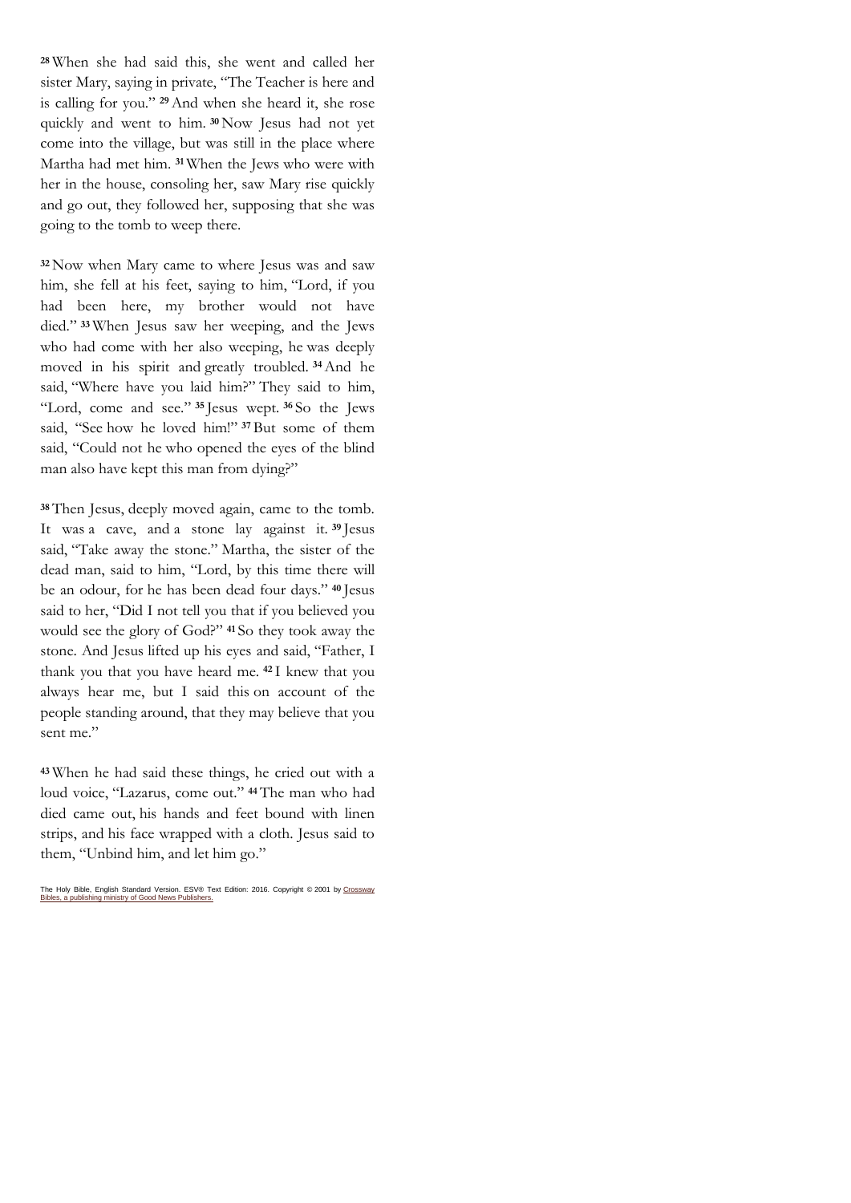[28] When she had said this, she went and called her sister Mary, saying in private, "The Teacher is here and is calling for you." [29] And when she heard it, she rose quickly and went to him. [30] Now Jesus had not yet come into the village, but was still in the place where Martha had met him. [31] When the Jews who were with her in the house, consoling her, saw Mary rise quickly and go out, they followed her, supposing that she was going to the tomb to weep there.

[32] Now when Mary came to where Jesus was and saw him, she fell at his feet, saying to him, "Lord, if you had been here, my brother would not have died." [33] When Jesus saw her weeping, and the Jews who had come with her also weeping, he was deeply moved in his spirit and greatly troubled. [34] And he said, "Where have you laid him?" They said to him, "Lord, come and see." [35] Jesus wept. [36] So the Jews said, "See how he loved him!" [37] But some of them said, "Could not he who opened the eyes of the blind man also have kept this man from dying?"

[38] Then Jesus, deeply moved again, came to the tomb. It was a cave, and a stone lay against it. [39] Jesus said, "Take away the stone." Martha, the sister of the dead man, said to him, "Lord, by this time there will be an odour, for he has been dead four days." [40] Jesus said to her, "Did I not tell you that if you believed you would see the glory of God?" [41] So they took away the stone. And Jesus lifted up his eyes and said, "Father, I thank you that you have heard me. [42] I knew that you always hear me, but I said this on account of the people standing around, that they may believe that you sent me."

[43] When he had said these things, he cried out with a loud voice, "Lazarus, come out." [44] The man who had died came out, his hands and feet bound with linen strips, and his face wrapped with a cloth. Jesus said to them, "Unbind him, and let him go."

The Holy Bible, English Standard Version. ESV® Text Edition: 2016. Copyright © 2001 by Crossway Bibles, a publishing ministry of Good News Publishers.